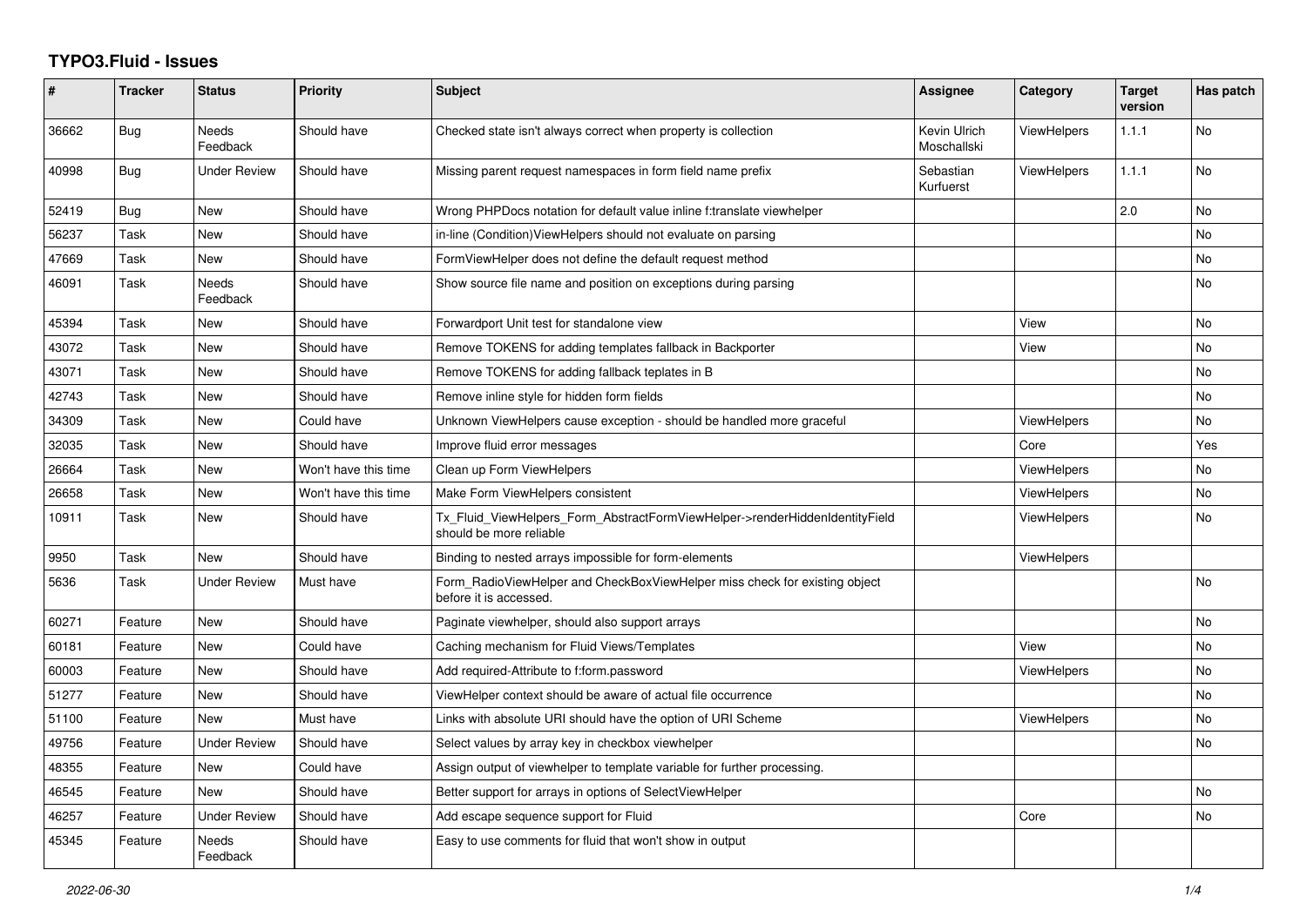# TYPO3.Fluid - Issues

| # | Tracker | Status | Priority | Subject | Assignee | Category | Target version | Has patch |
|---|---|---|---|---|---|---|---|---|
| 36662 | Bug | Needs Feedback | Should have | Checked state isn't always correct when property is collection | Kevin Ulrich Moschallski | ViewHelpers | 1.1.1 | No |
| 40998 | Bug | Under Review | Should have | Missing parent request namespaces in form field name prefix | Sebastian Kurfuerst | ViewHelpers | 1.1.1 | No |
| 52419 | Bug | New | Should have | Wrong PHPDocs notation for default value inline f:translate viewhelper | | | 2.0 | No |
| 56237 | Task | New | Should have | in-line (Condition)ViewHelpers should not evaluate on parsing | | | | No |
| 47669 | Task | New | Should have | FormViewHelper does not define the default request method | | | | No |
| 46091 | Task | Needs Feedback | Should have | Show source file name and position on exceptions during parsing | | | | No |
| 45394 | Task | New | Should have | Forwardport Unit test for standalone view | | View | | No |
| 43072 | Task | New | Should have | Remove TOKENS for adding templates fallback in Backporter | | View | | No |
| 43071 | Task | New | Should have | Remove TOKENS for adding fallback teplates in B | | | | No |
| 42743 | Task | New | Should have | Remove inline style for hidden form fields | | | | No |
| 34309 | Task | New | Could have | Unknown ViewHelpers cause exception - should be handled more graceful | | ViewHelpers | | No |
| 32035 | Task | New | Should have | Improve fluid error messages | | Core | | Yes |
| 26664 | Task | New | Won't have this time | Clean up Form ViewHelpers | | ViewHelpers | | No |
| 26658 | Task | New | Won't have this time | Make Form ViewHelpers consistent | | ViewHelpers | | No |
| 10911 | Task | New | Should have | Tx_Fluid_ViewHelpers_Form_AbstractFormViewHelper->renderHiddenIdentityField should be more reliable | | ViewHelpers | | No |
| 9950 | Task | New | Should have | Binding to nested arrays impossible for form-elements | | ViewHelpers | | |
| 5636 | Task | Under Review | Must have | Form_RadioViewHelper and CheckBoxViewHelper miss check for existing object before it is accessed. | | | | No |
| 60271 | Feature | New | Should have | Paginate viewhelper, should also support arrays | | | | No |
| 60181 | Feature | New | Could have | Caching mechanism for Fluid Views/Templates | | View | | No |
| 60003 | Feature | New | Should have | Add required-Attribute to f:form.password | | ViewHelpers | | No |
| 51277 | Feature | New | Should have | ViewHelper context should be aware of actual file occurrence | | | | No |
| 51100 | Feature | New | Must have | Links with absolute URI should have the option of URI Scheme | | ViewHelpers | | No |
| 49756 | Feature | Under Review | Should have | Select values by array key in checkbox viewhelper | | | | No |
| 48355 | Feature | New | Could have | Assign output of viewhelper to template variable for further processing. | | | | |
| 46545 | Feature | New | Should have | Better support for arrays in options of SelectViewHelper | | | | No |
| 46257 | Feature | Under Review | Should have | Add escape sequence support for Fluid | | Core | | No |
| 45345 | Feature | Needs Feedback | Should have | Easy to use comments for fluid that won't show in output | | | | |

2022-06-30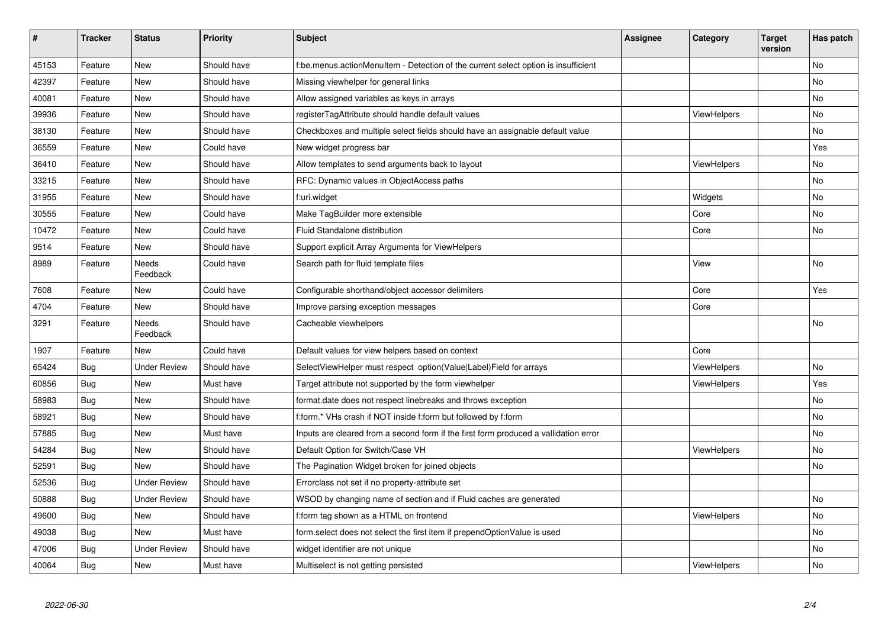| # | Tracker | Status | Priority | Subject | Assignee | Category | Target version | Has patch |
|---|---|---|---|---|---|---|---|---|
| 45153 | Feature | New | Should have | f:be.menus.actionMenuItem - Detection of the current select option is insufficient | | | | No |
| 42397 | Feature | New | Should have | Missing viewhelper for general links | | | | No |
| 40081 | Feature | New | Should have | Allow assigned variables as keys in arrays | | | | No |
| 39936 | Feature | New | Should have | registerTagAttribute should handle default values | | ViewHelpers | | No |
| 38130 | Feature | New | Should have | Checkboxes and multiple select fields should have an assignable default value | | | | No |
| 36559 | Feature | New | Could have | New widget progress bar | | | | Yes |
| 36410 | Feature | New | Should have | Allow templates to send arguments back to layout | | ViewHelpers | | No |
| 33215 | Feature | New | Should have | RFC: Dynamic values in ObjectAccess paths | | | | No |
| 31955 | Feature | New | Should have | f:uri.widget | | Widgets | | No |
| 30555 | Feature | New | Could have | Make TagBuilder more extensible | | Core | | No |
| 10472 | Feature | New | Could have | Fluid Standalone distribution | | Core | | No |
| 9514 | Feature | New | Should have | Support explicit Array Arguments for ViewHelpers | | | | |
| 8989 | Feature | Needs Feedback | Could have | Search path for fluid template files | | View | | No |
| 7608 | Feature | New | Could have | Configurable shorthand/object accessor delimiters | | Core | | Yes |
| 4704 | Feature | New | Should have | Improve parsing exception messages | | Core | | |
| 3291 | Feature | Needs Feedback | Should have | Cacheable viewhelpers | | | | No |
| 1907 | Feature | New | Could have | Default values for view helpers based on context | | Core | | |
| 65424 | Bug | Under Review | Should have | SelectViewHelper must respect option(Value\|Label)Field for arrays | | ViewHelpers | | No |
| 60856 | Bug | New | Must have | Target attribute not supported by the form viewhelper | | ViewHelpers | | Yes |
| 58983 | Bug | New | Should have | format.date does not respect linebreaks and throws exception | | | | No |
| 58921 | Bug | New | Should have | f:form.* VHs crash if NOT inside f:form but followed by f:form | | | | No |
| 57885 | Bug | New | Must have | Inputs are cleared from a second form if the first form produced a vallidation error | | | | No |
| 54284 | Bug | New | Should have | Default Option for Switch/Case VH | | ViewHelpers | | No |
| 52591 | Bug | New | Should have | The Pagination Widget broken for joined objects | | | | No |
| 52536 | Bug | Under Review | Should have | Errorclass not set if no property-attribute set | | | | |
| 50888 | Bug | Under Review | Should have | WSOD by changing name of section and if Fluid caches are generated | | | | No |
| 49600 | Bug | New | Should have | f:form tag shown as a HTML on frontend | | ViewHelpers | | No |
| 49038 | Bug | New | Must have | form.select does not select the first item if prependOptionValue is used | | | | No |
| 47006 | Bug | Under Review | Should have | widget identifier are not unique | | | | No |
| 40064 | Bug | New | Must have | Multiselect is not getting persisted | | ViewHelpers | | No |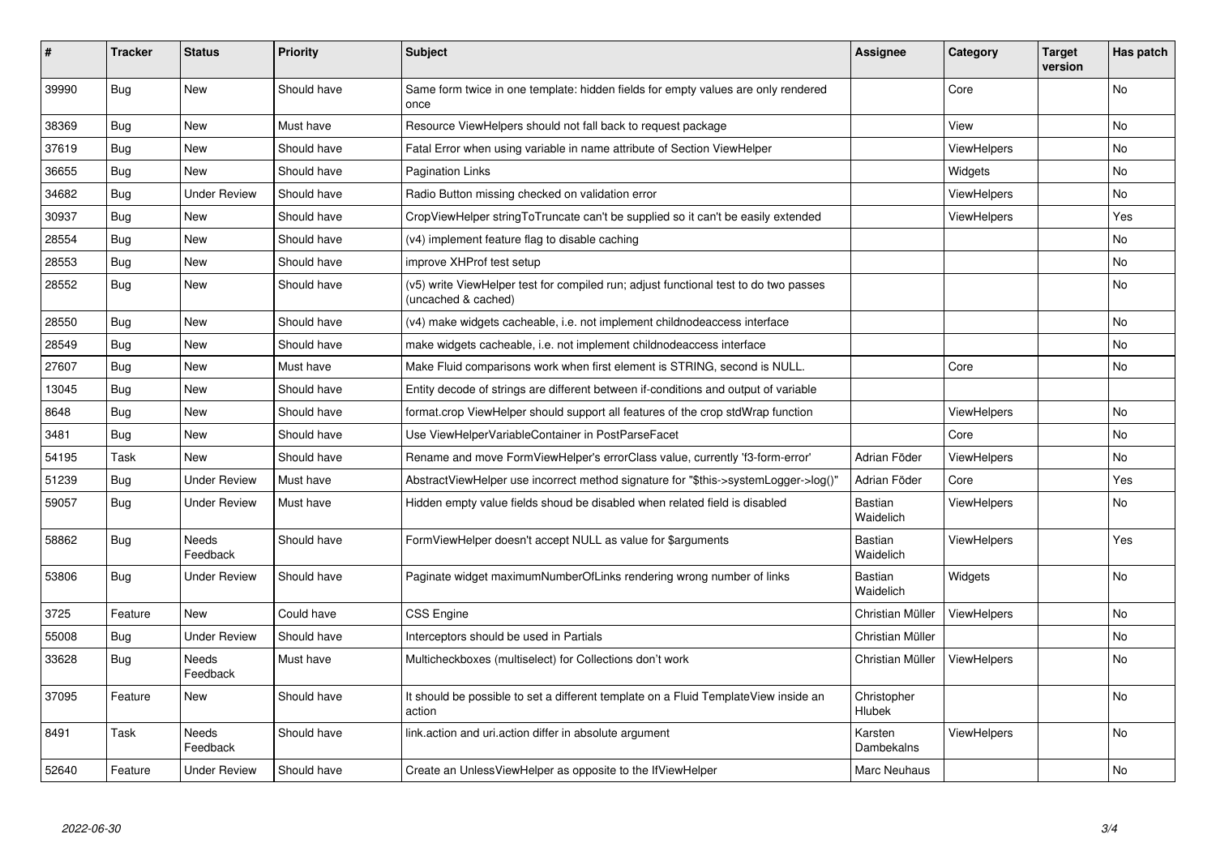| # | Tracker | Status | Priority | Subject | Assignee | Category | Target version | Has patch |
|---|---|---|---|---|---|---|---|---|
| 39990 | Bug | New | Should have | Same form twice in one template: hidden fields for empty values are only rendered once | | Core | | No |
| 38369 | Bug | New | Must have | Resource ViewHelpers should not fall back to request package | | View | | No |
| 37619 | Bug | New | Should have | Fatal Error when using variable in name attribute of Section ViewHelper | | ViewHelpers | | No |
| 36655 | Bug | New | Should have | Pagination Links | | Widgets | | No |
| 34682 | Bug | Under Review | Should have | Radio Button missing checked on validation error | | ViewHelpers | | No |
| 30937 | Bug | New | Should have | CropViewHelper stringToTruncate can't be supplied so it can't be easily extended | | ViewHelpers | | Yes |
| 28554 | Bug | New | Should have | (v4) implement feature flag to disable caching | | | | No |
| 28553 | Bug | New | Should have | improve XHProf test setup | | | | No |
| 28552 | Bug | New | Should have | (v5) write ViewHelper test for compiled run; adjust functional test to do two passes (uncached & cached) | | | | No |
| 28550 | Bug | New | Should have | (v4) make widgets cacheable, i.e. not implement childnodeaccess interface | | | | No |
| 28549 | Bug | New | Should have | make widgets cacheable, i.e. not implement childnodeaccess interface | | | | No |
| 27607 | Bug | New | Must have | Make Fluid comparisons work when first element is STRING, second is NULL. | | Core | | No |
| 13045 | Bug | New | Should have | Entity decode of strings are different between if-conditions and output of variable | | | | |
| 8648 | Bug | New | Should have | format.crop ViewHelper should support all features of the crop stdWrap function | | ViewHelpers | | No |
| 3481 | Bug | New | Should have | Use ViewHelperVariableContainer in PostParseFacet | | Core | | No |
| 54195 | Task | New | Should have | Rename and move FormViewHelper's errorClass value, currently 'f3-form-error' | Adrian Föder | ViewHelpers | | No |
| 51239 | Bug | Under Review | Must have | AbstractViewHelper use incorrect method signature for "$this->systemLogger->log()" | Adrian Föder | Core | | Yes |
| 59057 | Bug | Under Review | Must have | Hidden empty value fields shoud be disabled when related field is disabled | Bastian Waidelich | ViewHelpers | | No |
| 58862 | Bug | Needs Feedback | Should have | FormViewHelper doesn't accept NULL as value for $arguments | Bastian Waidelich | ViewHelpers | | Yes |
| 53806 | Bug | Under Review | Should have | Paginate widget maximumNumberOfLinks rendering wrong number of links | Bastian Waidelich | Widgets | | No |
| 3725 | Feature | New | Could have | CSS Engine | Christian Müller | ViewHelpers | | No |
| 55008 | Bug | Under Review | Should have | Interceptors should be used in Partials | Christian Müller | | | No |
| 33628 | Bug | Needs Feedback | Must have | Multicheckboxes (multiselect) for Collections don't work | Christian Müller | ViewHelpers | | No |
| 37095 | Feature | New | Should have | It should be possible to set a different template on a Fluid TemplateView inside an action | Christopher Hlubek | | | No |
| 8491 | Task | Needs Feedback | Should have | link.action and uri.action differ in absolute argument | Karsten Dambekalns | ViewHelpers | | No |
| 52640 | Feature | Under Review | Should have | Create an UnlessViewHelper as opposite to the IfViewHelper | Marc Neuhaus | | | No |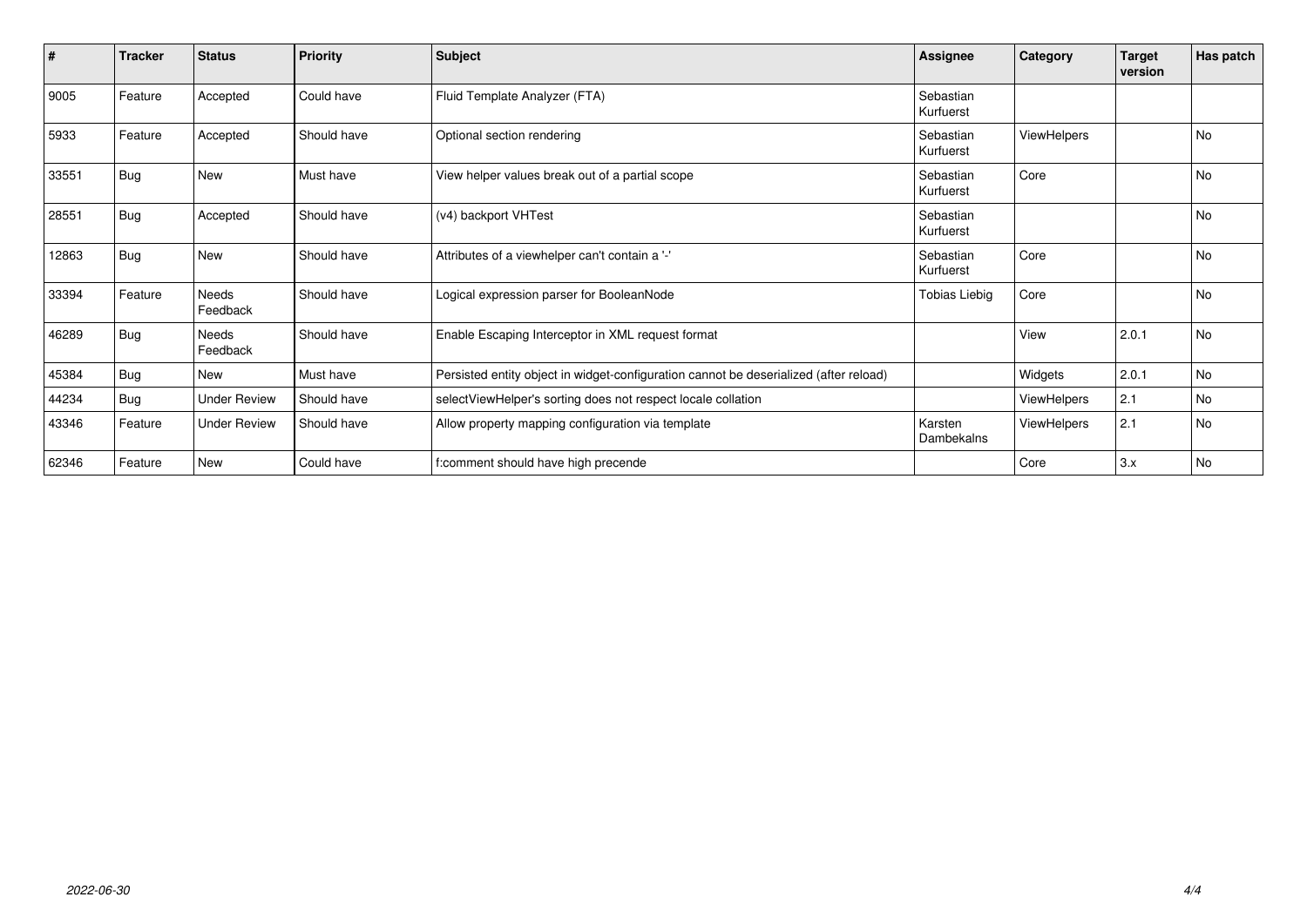| # | Tracker | Status | Priority | Subject | Assignee | Category | Target version | Has patch |
|---|---|---|---|---|---|---|---|---|
| 9005 | Feature | Accepted | Could have | Fluid Template Analyzer (FTA) | Sebastian Kurfuerst | | | |
| 5933 | Feature | Accepted | Should have | Optional section rendering | Sebastian Kurfuerst | ViewHelpers | | No |
| 33551 | Bug | New | Must have | View helper values break out of a partial scope | Sebastian Kurfuerst | Core | | No |
| 28551 | Bug | Accepted | Should have | (v4) backport VHTest | Sebastian Kurfuerst | | | No |
| 12863 | Bug | New | Should have | Attributes of a viewhelper can't contain a '-' | Sebastian Kurfuerst | Core | | No |
| 33394 | Feature | Needs Feedback | Should have | Logical expression parser for BooleanNode | Tobias Liebig | Core | | No |
| 46289 | Bug | Needs Feedback | Should have | Enable Escaping Interceptor in XML request format | | View | 2.0.1 | No |
| 45384 | Bug | New | Must have | Persisted entity object in widget-configuration cannot be deserialized (after reload) | | Widgets | 2.0.1 | No |
| 44234 | Bug | Under Review | Should have | selectViewHelper's sorting does not respect locale collation | | ViewHelpers | 2.1 | No |
| 43346 | Feature | Under Review | Should have | Allow property mapping configuration via template | Karsten Dambekalns | ViewHelpers | 2.1 | No |
| 62346 | Feature | New | Could have | f:comment should have high precende | | Core | 3.x | No |